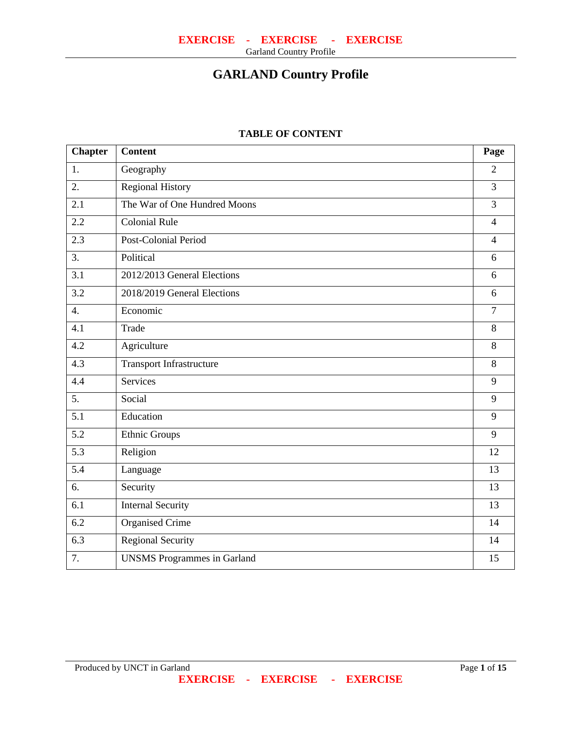# GARLAND Country Profile

**TABLE OF CONTENT**

| Chapter | Content | Page |
|---|---|---|
| 1. | Geography | 2 |
| 2. | Regional History | 3 |
| 2.1 | The War of One Hundred Moons | 3 |
| 2.2 | Colonial Rule | 4 |
| 2.3 | Post-Colonial Period | 4 |
| 3. | Political | 6 |
| 3.1 | 2012/2013 General Elections | 6 |
| 3.2 | 2018/2019 General Elections | 6 |
| 4. | Economic | 7 |
| 4.1 | Trade | 8 |
| 4.2 | Agriculture | 8 |
| 4.3 | Transport Infrastructure | 8 |
| 4.4 | Services | 9 |
| 5. | Social | 9 |
| 5.1 | Education | 9 |
| 5.2 | Ethnic Groups | 9 |
| 5.3 | Religion | 12 |
| 5.4 | Language | 13 |
| 6. | Security | 13 |
| 6.1 | Internal Security | 13 |
| 6.2 | Organised Crime | 14 |
| 6.3 | Regional Security | 14 |
| 7. | UNSMS Programmes in Garland | 15 |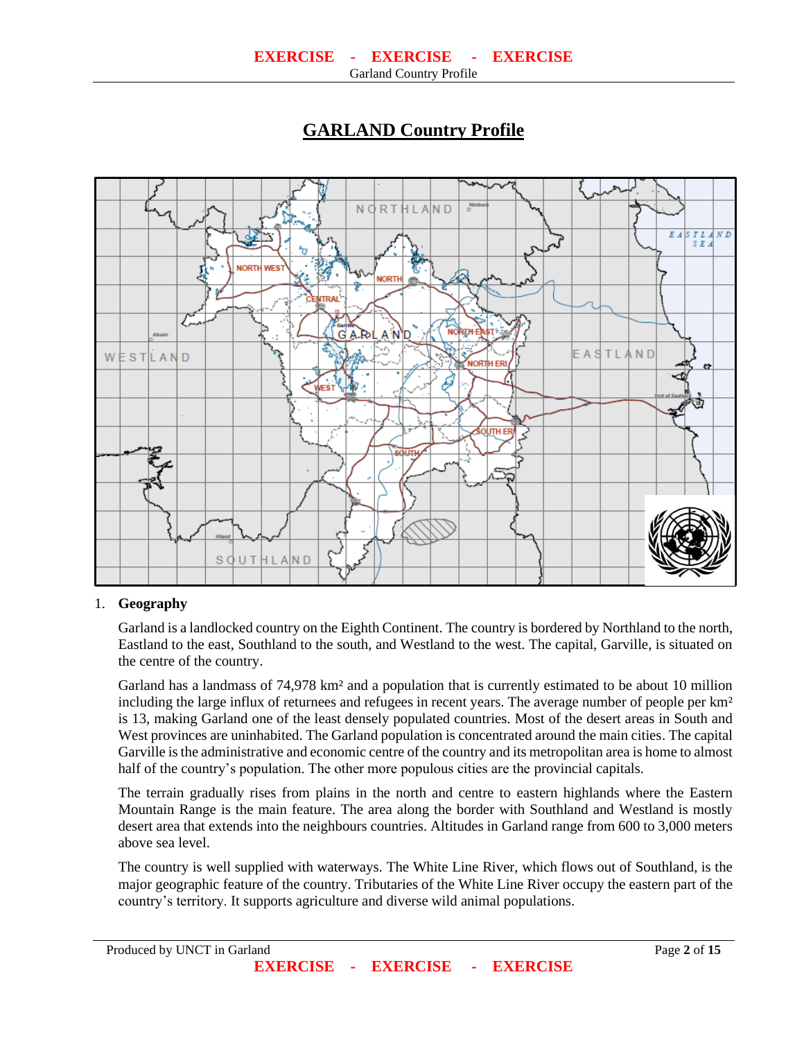# GARLAND Country Profile

1. **Geography**

Garland is a landlocked country on the Eighth Continent. The country is bordered by Northland to the north, Eastland to the east, Southland to the south, and Westland to the west. The capital, Garville, is situated on the centre of the country.

Garland has a landmass of 74,978 km² and a population that is currently estimated to be about 10 million including the large influx of returnees and refugees in recent years. The average number of people per km² is 13, making Garland one of the least densely populated countries. Most of the desert areas in South and West provinces are uninhabited. The Garland population is concentrated around the main cities. The capital Garville is the administrative and economic centre of the country and its metropolitan area is home to almost half of the country's population. The other more populous cities are the provincial capitals.

The terrain gradually rises from plains in the north and centre to eastern highlands where the Eastern Mountain Range is the main feature. The area along the border with Southland and Westland is mostly desert area that extends into the neighbours countries. Altitudes in Garland range from 600 to 3,000 meters above sea level.

The country is well supplied with waterways. The White Line River, which flows out of Southland, is the major geographic feature of the country. Tributaries of the White Line River occupy the eastern part of the country's territory. It supports agriculture and diverse wild animal populations.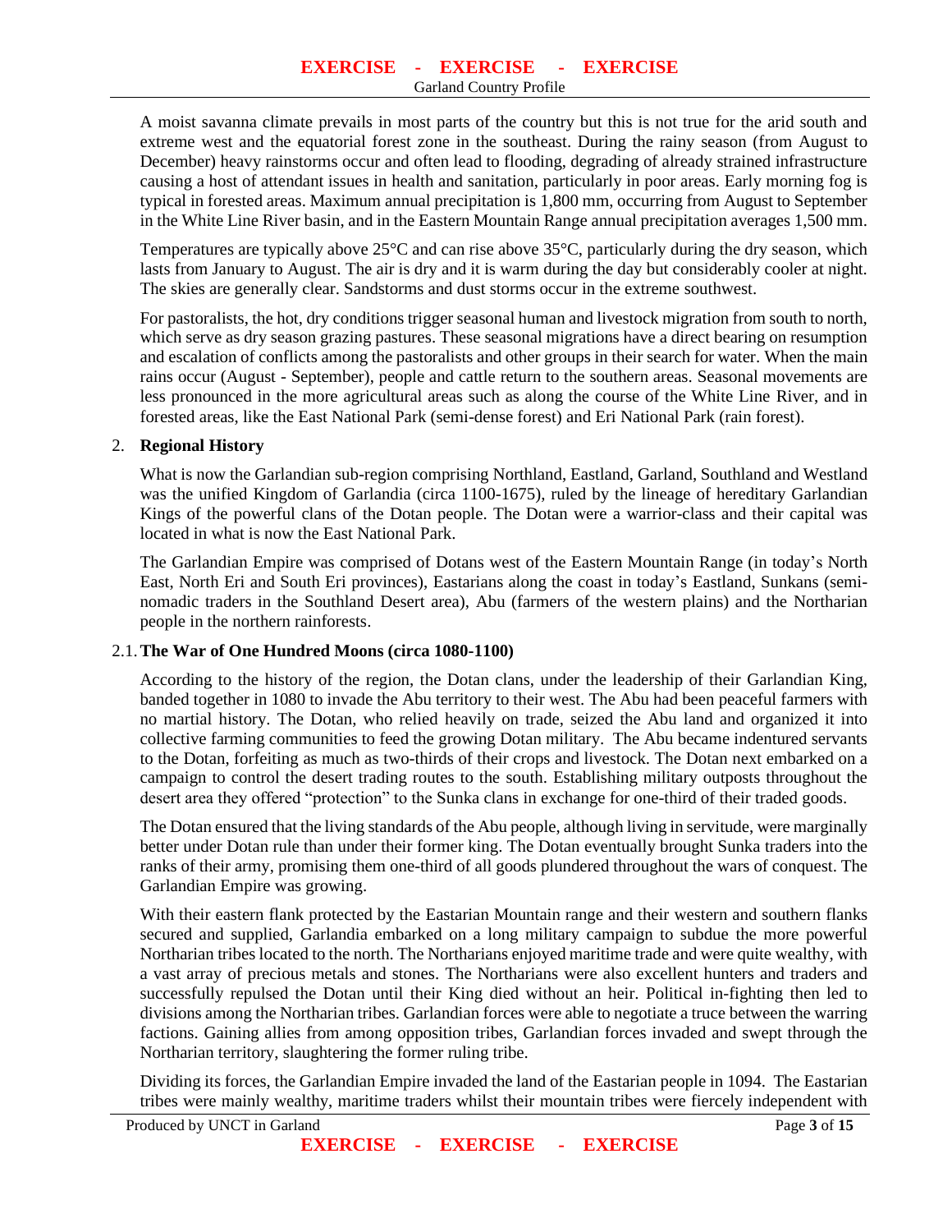A moist savanna climate prevails in most parts of the country but this is not true for the arid south and extreme west and the equatorial forest zone in the southeast. During the rainy season (from August to December) heavy rainstorms occur and often lead to flooding, degrading of already strained infrastructure causing a host of attendant issues in health and sanitation, particularly in poor areas. Early morning fog is typical in forested areas. Maximum annual precipitation is 1,800 mm, occurring from August to September in the White Line River basin, and in the Eastern Mountain Range annual precipitation averages 1,500 mm.

Temperatures are typically above 25°C and can rise above 35°C, particularly during the dry season, which lasts from January to August. The air is dry and it is warm during the day but considerably cooler at night. The skies are generally clear. Sandstorms and dust storms occur in the extreme southwest.

For pastoralists, the hot, dry conditions trigger seasonal human and livestock migration from south to north, which serve as dry season grazing pastures. These seasonal migrations have a direct bearing on resumption and escalation of conflicts among the pastoralists and other groups in their search for water. When the main rains occur (August - September), people and cattle return to the southern areas. Seasonal movements are less pronounced in the more agricultural areas such as along the course of the White Line River, and in forested areas, like the East National Park (semi-dense forest) and Eri National Park (rain forest).

## 2. Regional History

What is now the Garlandian sub-region comprising Northland, Eastland, Garland, Southland and Westland was the unified Kingdom of Garlandia (circa 1100-1675), ruled by the lineage of hereditary Garlandian Kings of the powerful clans of the Dotan people. The Dotan were a warrior-class and their capital was located in what is now the East National Park.

The Garlandian Empire was comprised of Dotans west of the Eastern Mountain Range (in today's North East, North Eri and South Eri provinces), Eastarians along the coast in today's Eastland, Sunkans (semi-nomadic traders in the Southland Desert area), Abu (farmers of the western plains) and the Northarian people in the northern rainforests.

### 2.1. The War of One Hundred Moons (circa 1080-1100)

According to the history of the region, the Dotan clans, under the leadership of their Garlandian King, banded together in 1080 to invade the Abu territory to their west. The Abu had been peaceful farmers with no martial history. The Dotan, who relied heavily on trade, seized the Abu land and organized it into collective farming communities to feed the growing Dotan military. The Abu became indentured servants to the Dotan, forfeiting as much as two-thirds of their crops and livestock. The Dotan next embarked on a campaign to control the desert trading routes to the south. Establishing military outposts throughout the desert area they offered "protection" to the Sunka clans in exchange for one-third of their traded goods.

The Dotan ensured that the living standards of the Abu people, although living in servitude, were marginally better under Dotan rule than under their former king. The Dotan eventually brought Sunka traders into the ranks of their army, promising them one-third of all goods plundered throughout the wars of conquest. The Garlandian Empire was growing.

With their eastern flank protected by the Eastarian Mountain range and their western and southern flanks secured and supplied, Garlandia embarked on a long military campaign to subdue the more powerful Northarian tribes located to the north. The Northarians enjoyed maritime trade and were quite wealthy, with a vast array of precious metals and stones. The Northarians were also excellent hunters and traders and successfully repulsed the Dotan until their King died without an heir. Political in-fighting then led to divisions among the Northarian tribes. Garlandian forces were able to negotiate a truce between the warring factions. Gaining allies from among opposition tribes, Garlandian forces invaded and swept through the Northarian territory, slaughtering the former ruling tribe.

Dividing its forces, the Garlandian Empire invaded the land of the Eastarian people in 1094. The Eastarian tribes were mainly wealthy, maritime traders whilst their mountain tribes were fiercely independent with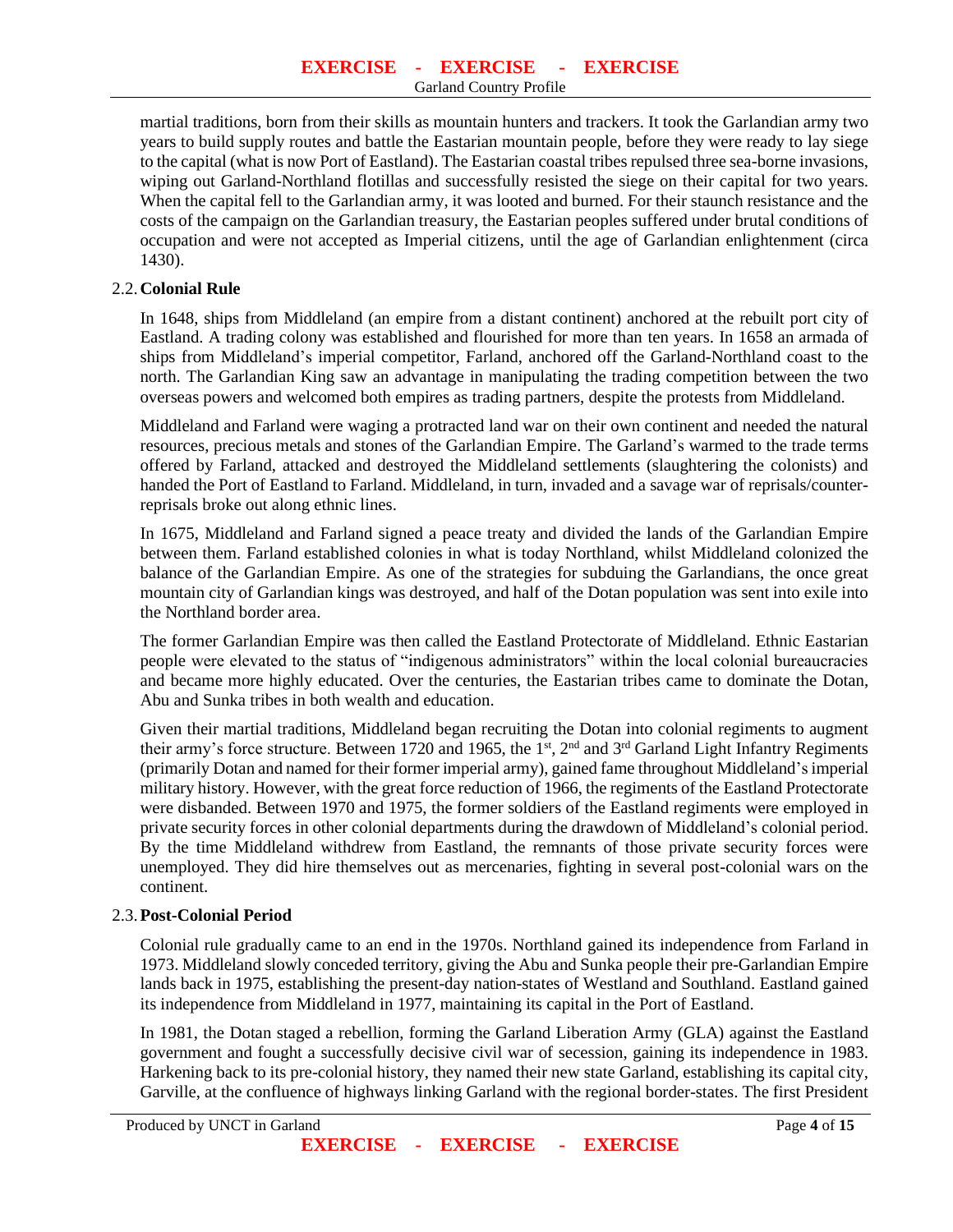martial traditions, born from their skills as mountain hunters and trackers. It took the Garlandian army two years to build supply routes and battle the Eastarian mountain people, before they were ready to lay siege to the capital (what is now Port of Eastland). The Eastarian coastal tribes repulsed three sea-borne invasions, wiping out Garland-Northland flotillas and successfully resisted the siege on their capital for two years. When the capital fell to the Garlandian army, it was looted and burned. For their staunch resistance and the costs of the campaign on the Garlandian treasury, the Eastarian peoples suffered under brutal conditions of occupation and were not accepted as Imperial citizens, until the age of Garlandian enlightenment (circa 1430).

### 2.2. Colonial Rule

In 1648, ships from Middleland (an empire from a distant continent) anchored at the rebuilt port city of Eastland. A trading colony was established and flourished for more than ten years. In 1658 an armada of ships from Middleland's imperial competitor, Farland, anchored off the Garland-Northland coast to the north. The Garlandian King saw an advantage in manipulating the trading competition between the two overseas powers and welcomed both empires as trading partners, despite the protests from Middleland.

Middleland and Farland were waging a protracted land war on their own continent and needed the natural resources, precious metals and stones of the Garlandian Empire. The Garland's warmed to the trade terms offered by Farland, attacked and destroyed the Middleland settlements (slaughtering the colonists) and handed the Port of Eastland to Farland. Middleland, in turn, invaded and a savage war of reprisals/counter-reprisals broke out along ethnic lines.

In 1675, Middleland and Farland signed a peace treaty and divided the lands of the Garlandian Empire between them. Farland established colonies in what is today Northland, whilst Middleland colonized the balance of the Garlandian Empire. As one of the strategies for subduing the Garlandians, the once great mountain city of Garlandian kings was destroyed, and half of the Dotan population was sent into exile into the Northland border area.

The former Garlandian Empire was then called the Eastland Protectorate of Middleland. Ethnic Eastarian people were elevated to the status of "indigenous administrators" within the local colonial bureaucracies and became more highly educated. Over the centuries, the Eastarian tribes came to dominate the Dotan, Abu and Sunka tribes in both wealth and education.

Given their martial traditions, Middleland began recruiting the Dotan into colonial regiments to augment their army's force structure. Between 1720 and 1965, the 1st, 2nd and 3rd Garland Light Infantry Regiments (primarily Dotan and named for their former imperial army), gained fame throughout Middleland's imperial military history. However, with the great force reduction of 1966, the regiments of the Eastland Protectorate were disbanded. Between 1970 and 1975, the former soldiers of the Eastland regiments were employed in private security forces in other colonial departments during the drawdown of Middleland's colonial period. By the time Middleland withdrew from Eastland, the remnants of those private security forces were unemployed. They did hire themselves out as mercenaries, fighting in several post-colonial wars on the continent.

### 2.3. Post-Colonial Period

Colonial rule gradually came to an end in the 1970s. Northland gained its independence from Farland in 1973. Middleland slowly conceded territory, giving the Abu and Sunka people their pre-Garlandian Empire lands back in 1975, establishing the present-day nation-states of Westland and Southland. Eastland gained its independence from Middleland in 1977, maintaining its capital in the Port of Eastland.

In 1981, the Dotan staged a rebellion, forming the Garland Liberation Army (GLA) against the Eastland government and fought a successfully decisive civil war of secession, gaining its independence in 1983. Harkening back to its pre-colonial history, they named their new state Garland, establishing its capital city, Garville, at the confluence of highways linking Garland with the regional border-states. The first President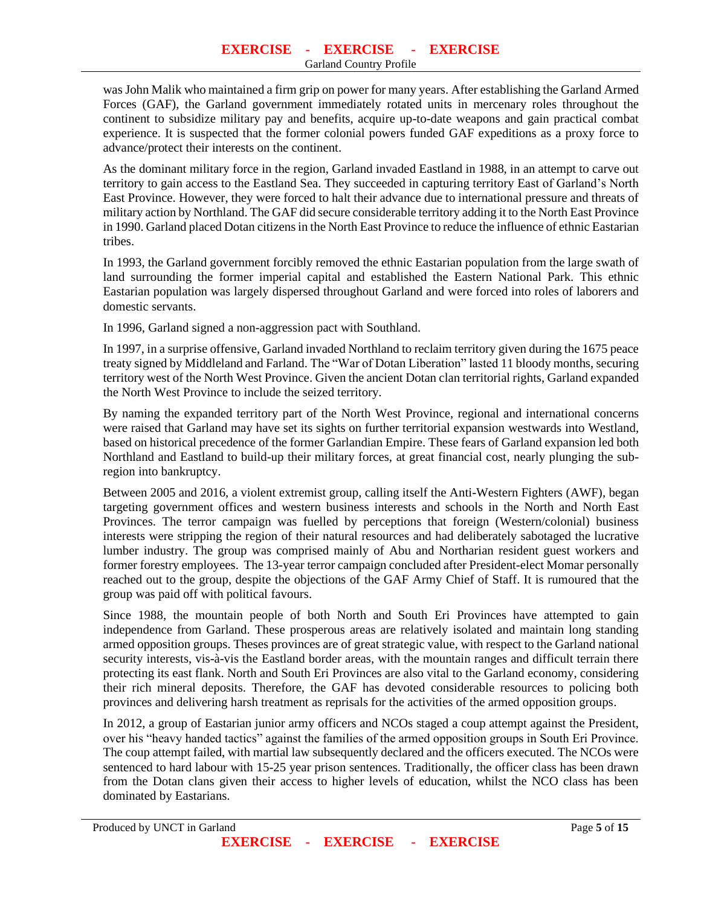was John Malik who maintained a firm grip on power for many years. After establishing the Garland Armed Forces (GAF), the Garland government immediately rotated units in mercenary roles throughout the continent to subsidize military pay and benefits, acquire up-to-date weapons and gain practical combat experience. It is suspected that the former colonial powers funded GAF expeditions as a proxy force to advance/protect their interests on the continent.

As the dominant military force in the region, Garland invaded Eastland in 1988, in an attempt to carve out territory to gain access to the Eastland Sea. They succeeded in capturing territory East of Garland's North East Province. However, they were forced to halt their advance due to international pressure and threats of military action by Northland. The GAF did secure considerable territory adding it to the North East Province in 1990. Garland placed Dotan citizens in the North East Province to reduce the influence of ethnic Eastarian tribes.

In 1993, the Garland government forcibly removed the ethnic Eastarian population from the large swath of land surrounding the former imperial capital and established the Eastern National Park. This ethnic Eastarian population was largely dispersed throughout Garland and were forced into roles of laborers and domestic servants.

In 1996, Garland signed a non-aggression pact with Southland.

In 1997, in a surprise offensive, Garland invaded Northland to reclaim territory given during the 1675 peace treaty signed by Middleland and Farland. The "War of Dotan Liberation" lasted 11 bloody months, securing territory west of the North West Province. Given the ancient Dotan clan territorial rights, Garland expanded the North West Province to include the seized territory.

By naming the expanded territory part of the North West Province, regional and international concerns were raised that Garland may have set its sights on further territorial expansion westwards into Westland, based on historical precedence of the former Garlandian Empire. These fears of Garland expansion led both Northland and Eastland to build-up their military forces, at great financial cost, nearly plunging the sub-region into bankruptcy.

Between 2005 and 2016, a violent extremist group, calling itself the Anti-Western Fighters (AWF), began targeting government offices and western business interests and schools in the North and North East Provinces. The terror campaign was fuelled by perceptions that foreign (Western/colonial) business interests were stripping the region of their natural resources and had deliberately sabotaged the lucrative lumber industry. The group was comprised mainly of Abu and Northarian resident guest workers and former forestry employees. The 13-year terror campaign concluded after President-elect Momar personally reached out to the group, despite the objections of the GAF Army Chief of Staff. It is rumoured that the group was paid off with political favours.

Since 1988, the mountain people of both North and South Eri Provinces have attempted to gain independence from Garland. These prosperous areas are relatively isolated and maintain long standing armed opposition groups. Theses provinces are of great strategic value, with respect to the Garland national security interests, vis-à-vis the Eastland border areas, with the mountain ranges and difficult terrain there protecting its east flank. North and South Eri Provinces are also vital to the Garland economy, considering their rich mineral deposits. Therefore, the GAF has devoted considerable resources to policing both provinces and delivering harsh treatment as reprisals for the activities of the armed opposition groups.

In 2012, a group of Eastarian junior army officers and NCOs staged a coup attempt against the President, over his "heavy handed tactics" against the families of the armed opposition groups in South Eri Province. The coup attempt failed, with martial law subsequently declared and the officers executed. The NCOs were sentenced to hard labour with 15-25 year prison sentences. Traditionally, the officer class has been drawn from the Dotan clans given their access to higher levels of education, whilst the NCO class has been dominated by Eastarians.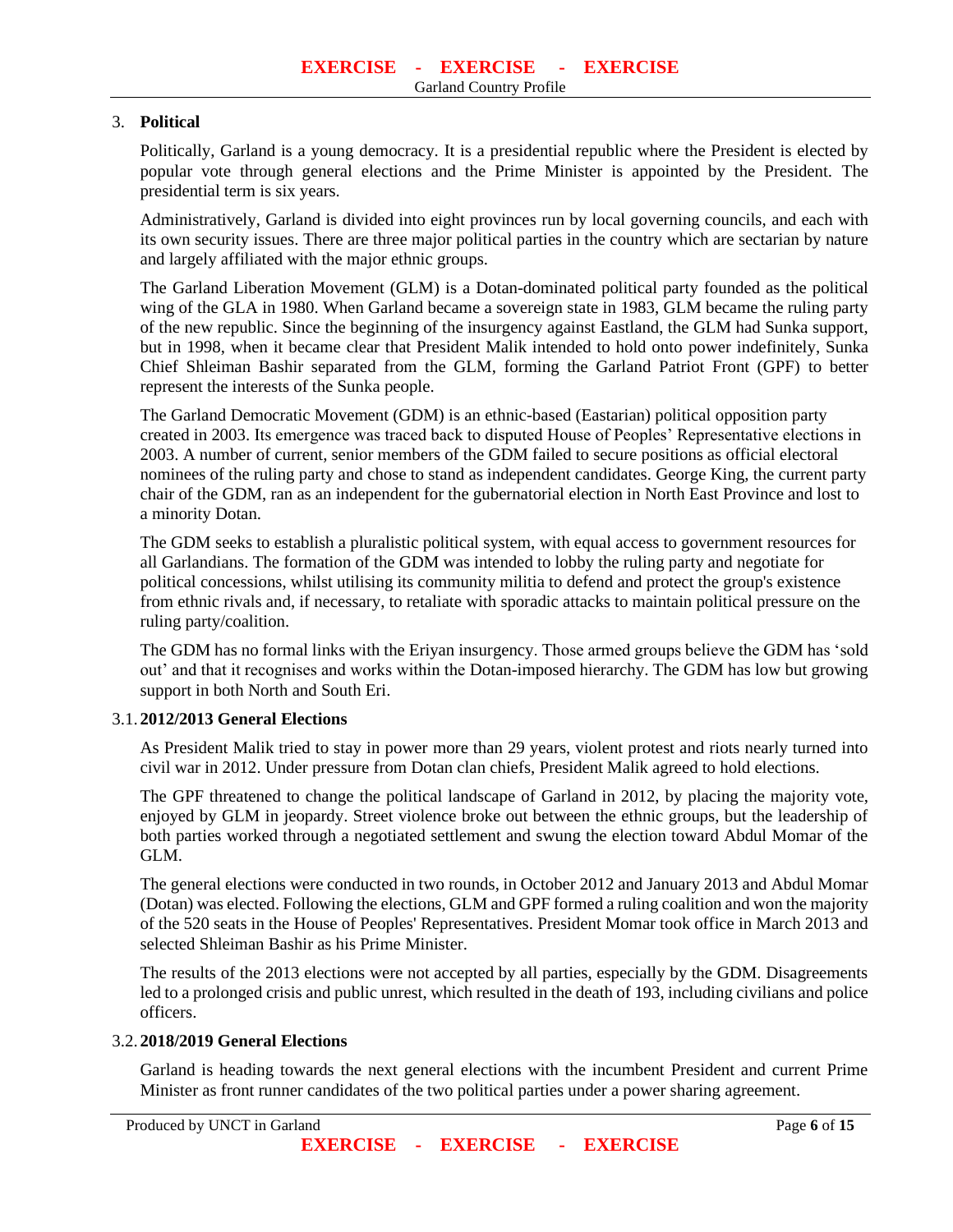## 3. Political

Politically, Garland is a young democracy. It is a presidential republic where the President is elected by popular vote through general elections and the Prime Minister is appointed by the President. The presidential term is six years.

Administratively, Garland is divided into eight provinces run by local governing councils, and each with its own security issues. There are three major political parties in the country which are sectarian by nature and largely affiliated with the major ethnic groups.

The Garland Liberation Movement (GLM) is a Dotan-dominated political party founded as the political wing of the GLA in 1980. When Garland became a sovereign state in 1983, GLM became the ruling party of the new republic. Since the beginning of the insurgency against Eastland, the GLM had Sunka support, but in 1998, when it became clear that President Malik intended to hold onto power indefinitely, Sunka Chief Shleiman Bashir separated from the GLM, forming the Garland Patriot Front (GPF) to better represent the interests of the Sunka people.

The Garland Democratic Movement (GDM) is an ethnic-based (Eastarian) political opposition party created in 2003. Its emergence was traced back to disputed House of Peoples' Representative elections in 2003. A number of current, senior members of the GDM failed to secure positions as official electoral nominees of the ruling party and chose to stand as independent candidates. George King, the current party chair of the GDM, ran as an independent for the gubernatorial election in North East Province and lost to a minority Dotan.

The GDM seeks to establish a pluralistic political system, with equal access to government resources for all Garlandians. The formation of the GDM was intended to lobby the ruling party and negotiate for political concessions, whilst utilising its community militia to defend and protect the group's existence from ethnic rivals and, if necessary, to retaliate with sporadic attacks to maintain political pressure on the ruling party/coalition.

The GDM has no formal links with the Eriyan insurgency. Those armed groups believe the GDM has 'sold out' and that it recognises and works within the Dotan-imposed hierarchy. The GDM has low but growing support in both North and South Eri.

### 3.1. 2012/2013 General Elections

As President Malik tried to stay in power more than 29 years, violent protest and riots nearly turned into civil war in 2012. Under pressure from Dotan clan chiefs, President Malik agreed to hold elections.

The GPF threatened to change the political landscape of Garland in 2012, by placing the majority vote, enjoyed by GLM in jeopardy. Street violence broke out between the ethnic groups, but the leadership of both parties worked through a negotiated settlement and swung the election toward Abdul Momar of the GLM.

The general elections were conducted in two rounds, in October 2012 and January 2013 and Abdul Momar (Dotan) was elected. Following the elections, GLM and GPF formed a ruling coalition and won the majority of the 520 seats in the House of Peoples' Representatives. President Momar took office in March 2013 and selected Shleiman Bashir as his Prime Minister.

The results of the 2013 elections were not accepted by all parties, especially by the GDM. Disagreements led to a prolonged crisis and public unrest, which resulted in the death of 193, including civilians and police officers.

### 3.2. 2018/2019 General Elections

Garland is heading towards the next general elections with the incumbent President and current Prime Minister as front runner candidates of the two political parties under a power sharing agreement.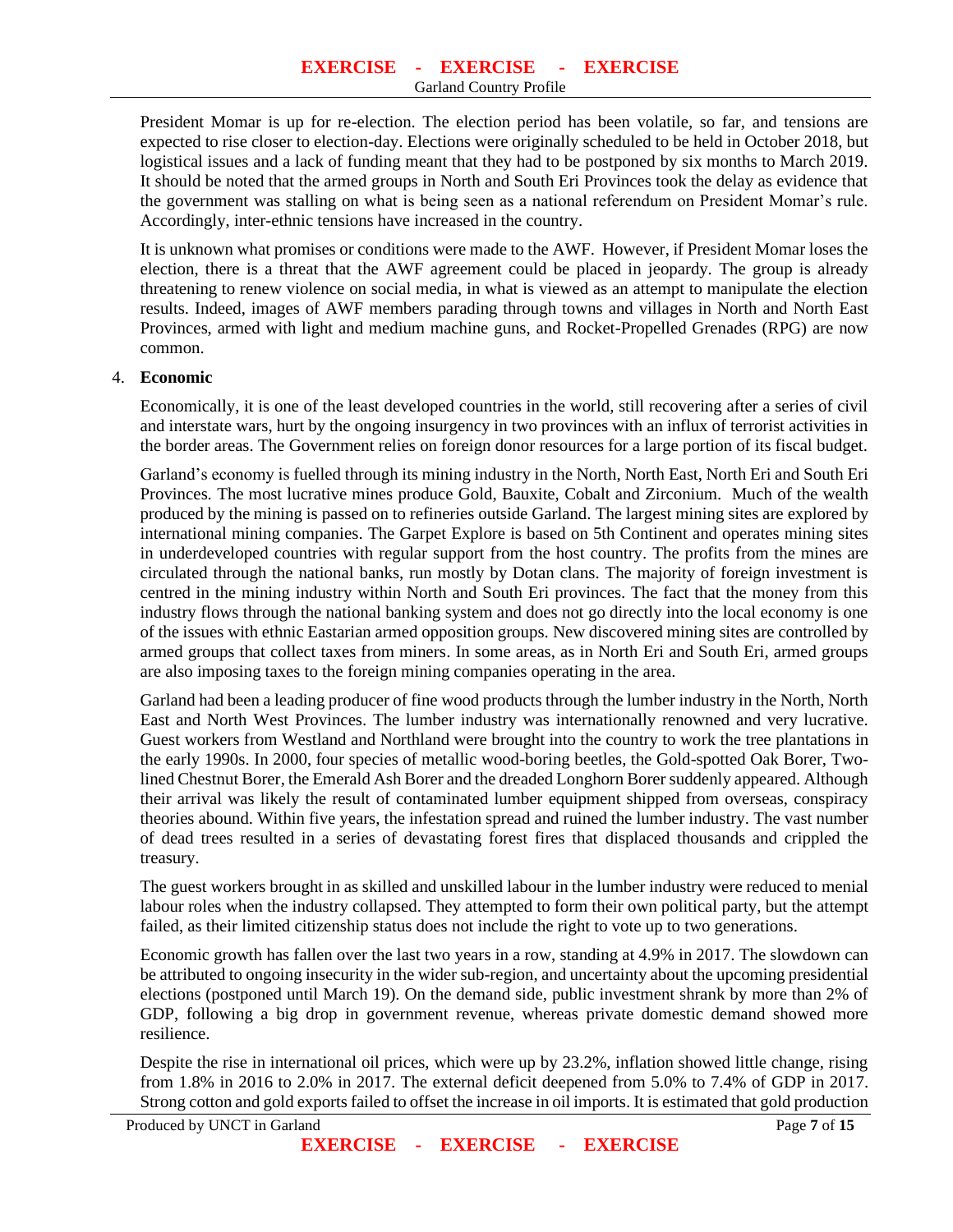President Momar is up for re-election. The election period has been volatile, so far, and tensions are expected to rise closer to election-day. Elections were originally scheduled to be held in October 2018, but logistical issues and a lack of funding meant that they had to be postponed by six months to March 2019. It should be noted that the armed groups in North and South Eri Provinces took the delay as evidence that the government was stalling on what is being seen as a national referendum on President Momar's rule. Accordingly, inter-ethnic tensions have increased in the country.

It is unknown what promises or conditions were made to the AWF. However, if President Momar loses the election, there is a threat that the AWF agreement could be placed in jeopardy. The group is already threatening to renew violence on social media, in what is viewed as an attempt to manipulate the election results. Indeed, images of AWF members parading through towns and villages in North and North East Provinces, armed with light and medium machine guns, and Rocket-Propelled Grenades (RPG) are now common.

4. **Economic**

Economically, it is one of the least developed countries in the world, still recovering after a series of civil and interstate wars, hurt by the ongoing insurgency in two provinces with an influx of terrorist activities in the border areas. The Government relies on foreign donor resources for a large portion of its fiscal budget.

Garland's economy is fuelled through its mining industry in the North, North East, North Eri and South Eri Provinces. The most lucrative mines produce Gold, Bauxite, Cobalt and Zirconium. Much of the wealth produced by the mining is passed on to refineries outside Garland. The largest mining sites are explored by international mining companies. The Garpet Explore is based on 5th Continent and operates mining sites in underdeveloped countries with regular support from the host country. The profits from the mines are circulated through the national banks, run mostly by Dotan clans. The majority of foreign investment is centred in the mining industry within North and South Eri provinces. The fact that the money from this industry flows through the national banking system and does not go directly into the local economy is one of the issues with ethnic Eastarian armed opposition groups. New discovered mining sites are controlled by armed groups that collect taxes from miners. In some areas, as in North Eri and South Eri, armed groups are also imposing taxes to the foreign mining companies operating in the area.

Garland had been a leading producer of fine wood products through the lumber industry in the North, North East and North West Provinces. The lumber industry was internationally renowned and very lucrative. Guest workers from Westland and Northland were brought into the country to work the tree plantations in the early 1990s. In 2000, four species of metallic wood-boring beetles, the Gold-spotted Oak Borer, Two-lined Chestnut Borer, the Emerald Ash Borer and the dreaded Longhorn Borer suddenly appeared. Although their arrival was likely the result of contaminated lumber equipment shipped from overseas, conspiracy theories abound. Within five years, the infestation spread and ruined the lumber industry. The vast number of dead trees resulted in a series of devastating forest fires that displaced thousands and crippled the treasury.

The guest workers brought in as skilled and unskilled labour in the lumber industry were reduced to menial labour roles when the industry collapsed. They attempted to form their own political party, but the attempt failed, as their limited citizenship status does not include the right to vote up to two generations.

Economic growth has fallen over the last two years in a row, standing at 4.9% in 2017. The slowdown can be attributed to ongoing insecurity in the wider sub-region, and uncertainty about the upcoming presidential elections (postponed until March 19). On the demand side, public investment shrank by more than 2% of GDP, following a big drop in government revenue, whereas private domestic demand showed more resilience.

Despite the rise in international oil prices, which were up by 23.2%, inflation showed little change, rising from 1.8% in 2016 to 2.0% in 2017. The external deficit deepened from 5.0% to 7.4% of GDP in 2017. Strong cotton and gold exports failed to offset the increase in oil imports. It is estimated that gold production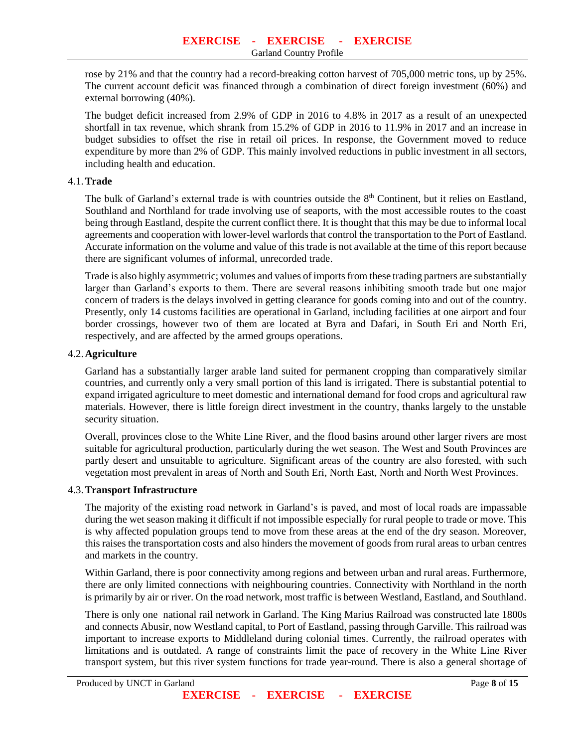rose by 21% and that the country had a record-breaking cotton harvest of 705,000 metric tons, up by 25%. The current account deficit was financed through a combination of direct foreign investment (60%) and external borrowing (40%).

The budget deficit increased from 2.9% of GDP in 2016 to 4.8% in 2017 as a result of an unexpected shortfall in tax revenue, which shrank from 15.2% of GDP in 2016 to 11.9% in 2017 and an increase in budget subsidies to offset the rise in retail oil prices. In response, the Government moved to reduce expenditure by more than 2% of GDP. This mainly involved reductions in public investment in all sectors, including health and education.

### 4.1. Trade

The bulk of Garland's external trade is with countries outside the 8th Continent, but it relies on Eastland, Southland and Northland for trade involving use of seaports, with the most accessible routes to the coast being through Eastland, despite the current conflict there. It is thought that this may be due to informal local agreements and cooperation with lower-level warlords that control the transportation to the Port of Eastland. Accurate information on the volume and value of this trade is not available at the time of this report because there are significant volumes of informal, unrecorded trade.

Trade is also highly asymmetric; volumes and values of imports from these trading partners are substantially larger than Garland's exports to them. There are several reasons inhibiting smooth trade but one major concern of traders is the delays involved in getting clearance for goods coming into and out of the country. Presently, only 14 customs facilities are operational in Garland, including facilities at one airport and four border crossings, however two of them are located at Byra and Dafari, in South Eri and North Eri, respectively, and are affected by the armed groups operations.

### 4.2. Agriculture

Garland has a substantially larger arable land suited for permanent cropping than comparatively similar countries, and currently only a very small portion of this land is irrigated. There is substantial potential to expand irrigated agriculture to meet domestic and international demand for food crops and agricultural raw materials. However, there is little foreign direct investment in the country, thanks largely to the unstable security situation.

Overall, provinces close to the White Line River, and the flood basins around other larger rivers are most suitable for agricultural production, particularly during the wet season. The West and South Provinces are partly desert and unsuitable to agriculture. Significant areas of the country are also forested, with such vegetation most prevalent in areas of North and South Eri, North East, North and North West Provinces.

### 4.3. Transport Infrastructure

The majority of the existing road network in Garland's is paved, and most of local roads are impassable during the wet season making it difficult if not impossible especially for rural people to trade or move. This is why affected population groups tend to move from these areas at the end of the dry season. Moreover, this raises the transportation costs and also hinders the movement of goods from rural areas to urban centres and markets in the country.

Within Garland, there is poor connectivity among regions and between urban and rural areas. Furthermore, there are only limited connections with neighbouring countries. Connectivity with Northland in the north is primarily by air or river. On the road network, most traffic is between Westland, Eastland, and Southland.

There is only one national rail network in Garland. The King Marius Railroad was constructed late 1800s and connects Abusir, now Westland capital, to Port of Eastland, passing through Garville. This railroad was important to increase exports to Middleland during colonial times. Currently, the railroad operates with limitations and is outdated. A range of constraints limit the pace of recovery in the White Line River transport system, but this river system functions for trade year-round. There is also a general shortage of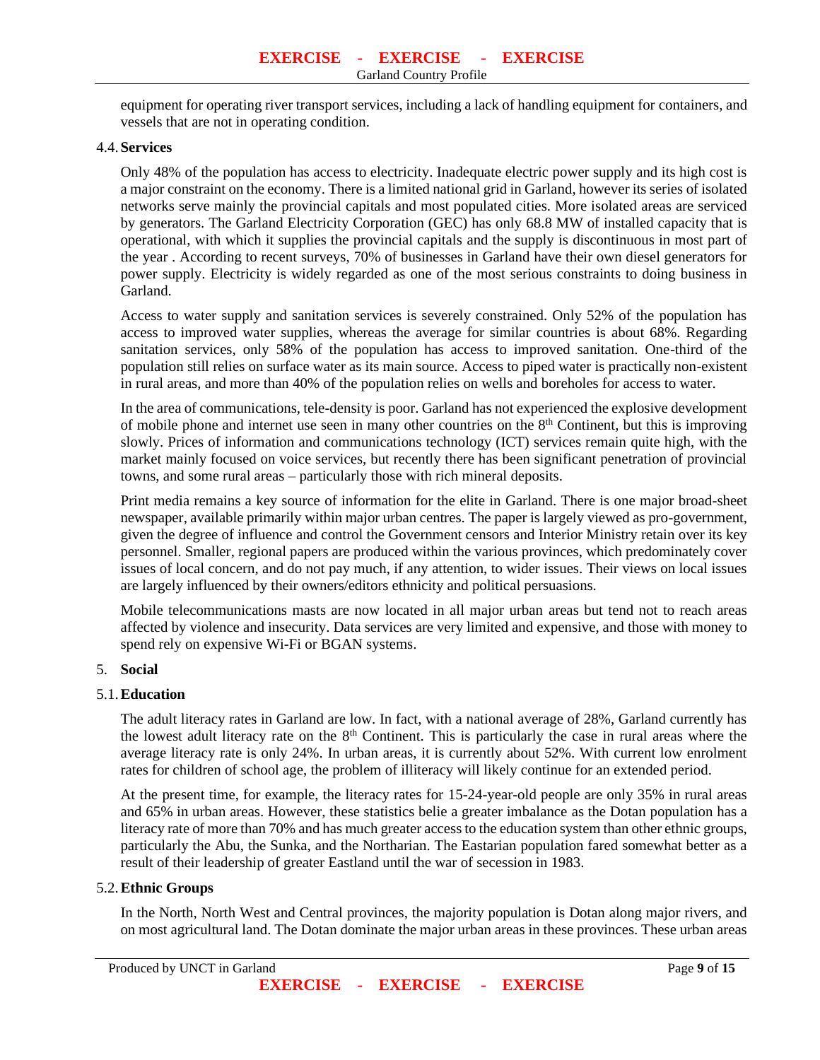equipment for operating river transport services, including a lack of handling equipment for containers, and vessels that are not in operating condition.

### 4.4. Services

Only 48% of the population has access to electricity. Inadequate electric power supply and its high cost is a major constraint on the economy. There is a limited national grid in Garland, however its series of isolated networks serve mainly the provincial capitals and most populated cities. More isolated areas are serviced by generators. The Garland Electricity Corporation (GEC) has only 68.8 MW of installed capacity that is operational, with which it supplies the provincial capitals and the supply is discontinuous in most part of the year . According to recent surveys, 70% of businesses in Garland have their own diesel generators for power supply. Electricity is widely regarded as one of the most serious constraints to doing business in Garland.

Access to water supply and sanitation services is severely constrained. Only 52% of the population has access to improved water supplies, whereas the average for similar countries is about 68%. Regarding sanitation services, only 58% of the population has access to improved sanitation. One-third of the population still relies on surface water as its main source. Access to piped water is practically non-existent in rural areas, and more than 40% of the population relies on wells and boreholes for access to water.

In the area of communications, tele-density is poor. Garland has not experienced the explosive development of mobile phone and internet use seen in many other countries on the 8th Continent, but this is improving slowly. Prices of information and communications technology (ICT) services remain quite high, with the market mainly focused on voice services, but recently there has been significant penetration of provincial towns, and some rural areas – particularly those with rich mineral deposits.

Print media remains a key source of information for the elite in Garland. There is one major broad-sheet newspaper, available primarily within major urban centres. The paper is largely viewed as pro-government, given the degree of influence and control the Government censors and Interior Ministry retain over its key personnel. Smaller, regional papers are produced within the various provinces, which predominately cover issues of local concern, and do not pay much, if any attention, to wider issues. Their views on local issues are largely influenced by their owners/editors ethnicity and political persuasions.

Mobile telecommunications masts are now located in all major urban areas but tend not to reach areas affected by violence and insecurity. Data services are very limited and expensive, and those with money to spend rely on expensive Wi-Fi or BGAN systems.

## 5. Social

### 5.1. Education

The adult literacy rates in Garland are low. In fact, with a national average of 28%, Garland currently has the lowest adult literacy rate on the 8th Continent. This is particularly the case in rural areas where the average literacy rate is only 24%. In urban areas, it is currently about 52%. With current low enrolment rates for children of school age, the problem of illiteracy will likely continue for an extended period.

At the present time, for example, the literacy rates for 15-24-year-old people are only 35% in rural areas and 65% in urban areas. However, these statistics belie a greater imbalance as the Dotan population has a literacy rate of more than 70% and has much greater access to the education system than other ethnic groups, particularly the Abu, the Sunka, and the Northarian. The Eastarian population fared somewhat better as a result of their leadership of greater Eastland until the war of secession in 1983.

### 5.2. Ethnic Groups

In the North, North West and Central provinces, the majority population is Dotan along major rivers, and on most agricultural land. The Dotan dominate the major urban areas in these provinces. These urban areas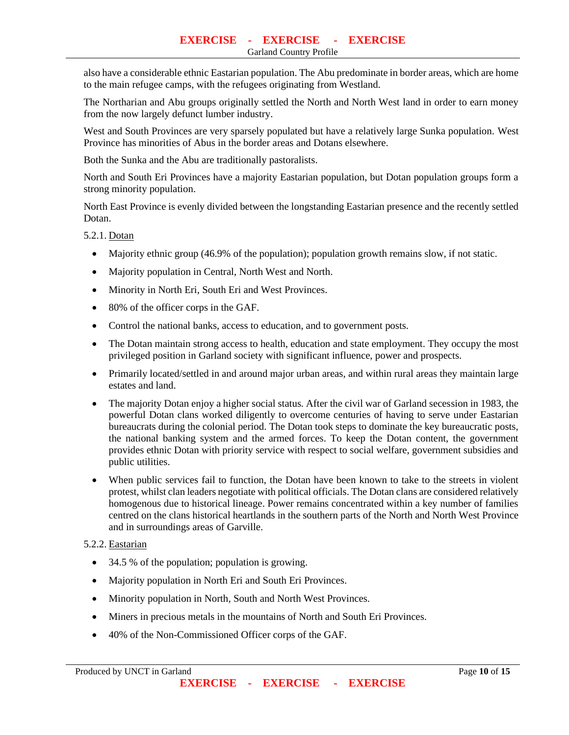also have a considerable ethnic Eastarian population. The Abu predominate in border areas, which are home to the main refugee camps, with the refugees originating from Westland.

The Northarian and Abu groups originally settled the North and North West land in order to earn money from the now largely defunct lumber industry.

West and South Provinces are very sparsely populated but have a relatively large Sunka population. West Province has minorities of Abus in the border areas and Dotans elsewhere.

Both the Sunka and the Abu are traditionally pastoralists.

North and South Eri Provinces have a majority Eastarian population, but Dotan population groups form a strong minority population.

North East Province is evenly divided between the longstanding Eastarian presence and the recently settled Dotan.

5.2.1. Dotan

- Majority ethnic group (46.9% of the population); population growth remains slow, if not static.
- Majority population in Central, North West and North.
- Minority in North Eri, South Eri and West Provinces.
- 80% of the officer corps in the GAF.
- Control the national banks, access to education, and to government posts.
- The Dotan maintain strong access to health, education and state employment. They occupy the most privileged position in Garland society with significant influence, power and prospects.
- Primarily located/settled in and around major urban areas, and within rural areas they maintain large estates and land.
- The majority Dotan enjoy a higher social status. After the civil war of Garland secession in 1983, the powerful Dotan clans worked diligently to overcome centuries of having to serve under Eastarian bureaucrats during the colonial period. The Dotan took steps to dominate the key bureaucratic posts, the national banking system and the armed forces. To keep the Dotan content, the government provides ethnic Dotan with priority service with respect to social welfare, government subsidies and public utilities.
- When public services fail to function, the Dotan have been known to take to the streets in violent protest, whilst clan leaders negotiate with political officials. The Dotan clans are considered relatively homogenous due to historical lineage. Power remains concentrated within a key number of families centred on the clans historical heartlands in the southern parts of the North and North West Province and in surroundings areas of Garville.

5.2.2. Eastarian

- 34.5 % of the population; population is growing.
- Majority population in North Eri and South Eri Provinces.
- Minority population in North, South and North West Provinces.
- Miners in precious metals in the mountains of North and South Eri Provinces.
- 40% of the Non-Commissioned Officer corps of the GAF.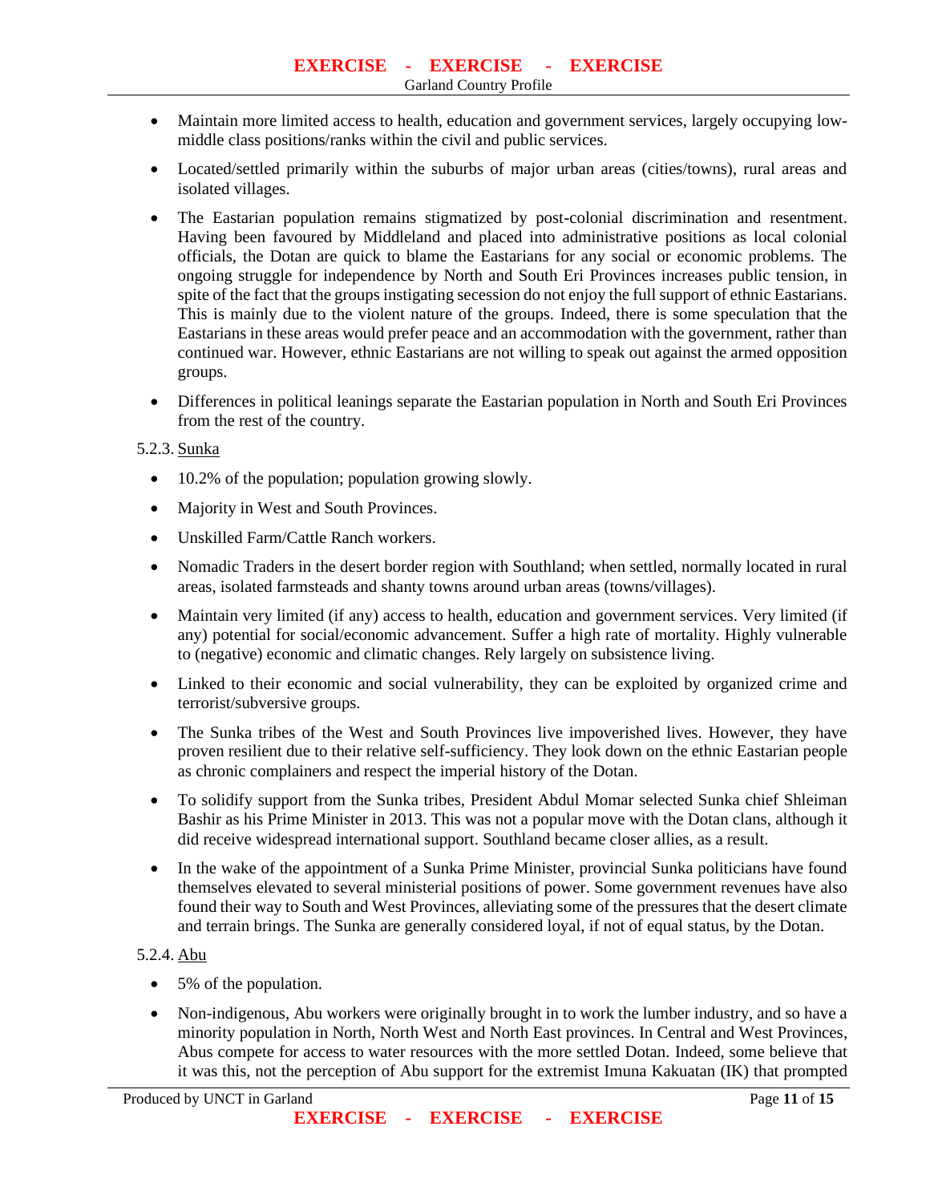- Maintain more limited access to health, education and government services, largely occupying low-middle class positions/ranks within the civil and public services.
- Located/settled primarily within the suburbs of major urban areas (cities/towns), rural areas and isolated villages.
- The Eastarian population remains stigmatized by post-colonial discrimination and resentment. Having been favoured by Middleland and placed into administrative positions as local colonial officials, the Dotan are quick to blame the Eastarians for any social or economic problems. The ongoing struggle for independence by North and South Eri Provinces increases public tension, in spite of the fact that the groups instigating secession do not enjoy the full support of ethnic Eastarians. This is mainly due to the violent nature of the groups. Indeed, there is some speculation that the Eastarians in these areas would prefer peace and an accommodation with the government, rather than continued war. However, ethnic Eastarians are not willing to speak out against the armed opposition groups.
- Differences in political leanings separate the Eastarian population in North and South Eri Provinces from the rest of the country.

5.2.3. Sunka

- 10.2% of the population; population growing slowly.
- Majority in West and South Provinces.
- Unskilled Farm/Cattle Ranch workers.
- Nomadic Traders in the desert border region with Southland; when settled, normally located in rural areas, isolated farmsteads and shanty towns around urban areas (towns/villages).
- Maintain very limited (if any) access to health, education and government services. Very limited (if any) potential for social/economic advancement. Suffer a high rate of mortality. Highly vulnerable to (negative) economic and climatic changes. Rely largely on subsistence living.
- Linked to their economic and social vulnerability, they can be exploited by organized crime and terrorist/subversive groups.
- The Sunka tribes of the West and South Provinces live impoverished lives. However, they have proven resilient due to their relative self-sufficiency. They look down on the ethnic Eastarian people as chronic complainers and respect the imperial history of the Dotan.
- To solidify support from the Sunka tribes, President Abdul Momar selected Sunka chief Shleiman Bashir as his Prime Minister in 2013. This was not a popular move with the Dotan clans, although it did receive widespread international support. Southland became closer allies, as a result.
- In the wake of the appointment of a Sunka Prime Minister, provincial Sunka politicians have found themselves elevated to several ministerial positions of power. Some government revenues have also found their way to South and West Provinces, alleviating some of the pressures that the desert climate and terrain brings. The Sunka are generally considered loyal, if not of equal status, by the Dotan.

5.2.4. Abu

- 5% of the population.
- Non-indigenous, Abu workers were originally brought in to work the lumber industry, and so have a minority population in North, North West and North East provinces. In Central and West Provinces, Abus compete for access to water resources with the more settled Dotan. Indeed, some believe that it was this, not the perception of Abu support for the extremist Imuna Kakuatan (IK) that prompted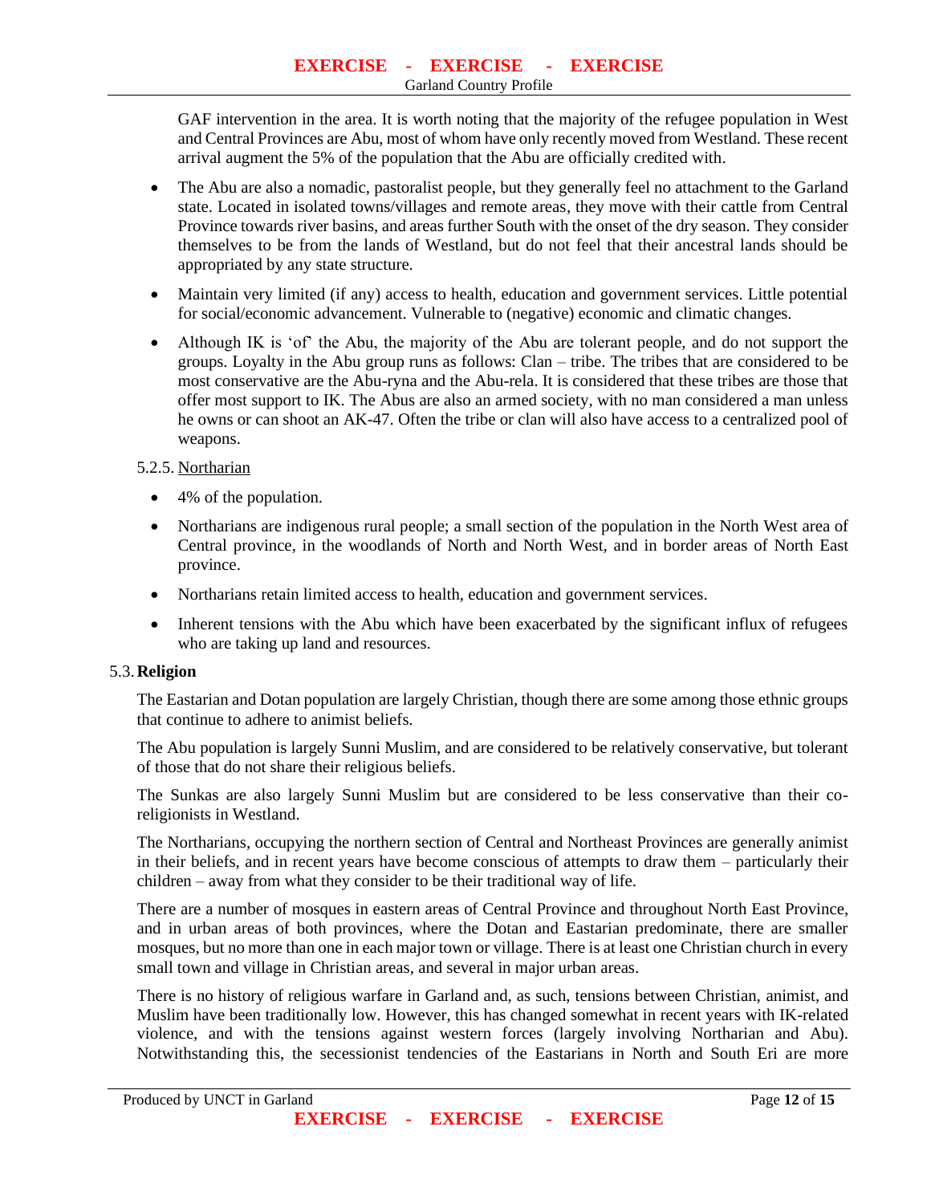GAF intervention in the area. It is worth noting that the majority of the refugee population in West and Central Provinces are Abu, most of whom have only recently moved from Westland. These recent arrival augment the 5% of the population that the Abu are officially credited with.

- The Abu are also a nomadic, pastoralist people, but they generally feel no attachment to the Garland state. Located in isolated towns/villages and remote areas, they move with their cattle from Central Province towards river basins, and areas further South with the onset of the dry season. They consider themselves to be from the lands of Westland, but do not feel that their ancestral lands should be appropriated by any state structure.
- Maintain very limited (if any) access to health, education and government services. Little potential for social/economic advancement. Vulnerable to (negative) economic and climatic changes.
- Although IK is 'of' the Abu, the majority of the Abu are tolerant people, and do not support the groups. Loyalty in the Abu group runs as follows: Clan – tribe. The tribes that are considered to be most conservative are the Abu-ryna and the Abu-rela. It is considered that these tribes are those that offer most support to IK. The Abus are also an armed society, with no man considered a man unless he owns or can shoot an AK-47. Often the tribe or clan will also have access to a centralized pool of weapons.

5.2.5. Northarian

- 4% of the population.
- Northarians are indigenous rural people; a small section of the population in the North West area of Central province, in the woodlands of North and North West, and in border areas of North East province.
- Northarians retain limited access to health, education and government services.
- Inherent tensions with the Abu which have been exacerbated by the significant influx of refugees who are taking up land and resources.

### 5.3. Religion

The Eastarian and Dotan population are largely Christian, though there are some among those ethnic groups that continue to adhere to animist beliefs.

The Abu population is largely Sunni Muslim, and are considered to be relatively conservative, but tolerant of those that do not share their religious beliefs.

The Sunkas are also largely Sunni Muslim but are considered to be less conservative than their co-religionists in Westland.

The Northarians, occupying the northern section of Central and Northeast Provinces are generally animist in their beliefs, and in recent years have become conscious of attempts to draw them – particularly their children – away from what they consider to be their traditional way of life.

There are a number of mosques in eastern areas of Central Province and throughout North East Province, and in urban areas of both provinces, where the Dotan and Eastarian predominate, there are smaller mosques, but no more than one in each major town or village. There is at least one Christian church in every small town and village in Christian areas, and several in major urban areas.

There is no history of religious warfare in Garland and, as such, tensions between Christian, animist, and Muslim have been traditionally low. However, this has changed somewhat in recent years with IK-related violence, and with the tensions against western forces (largely involving Northarian and Abu). Notwithstanding this, the secessionist tendencies of the Eastarians in North and South Eri are more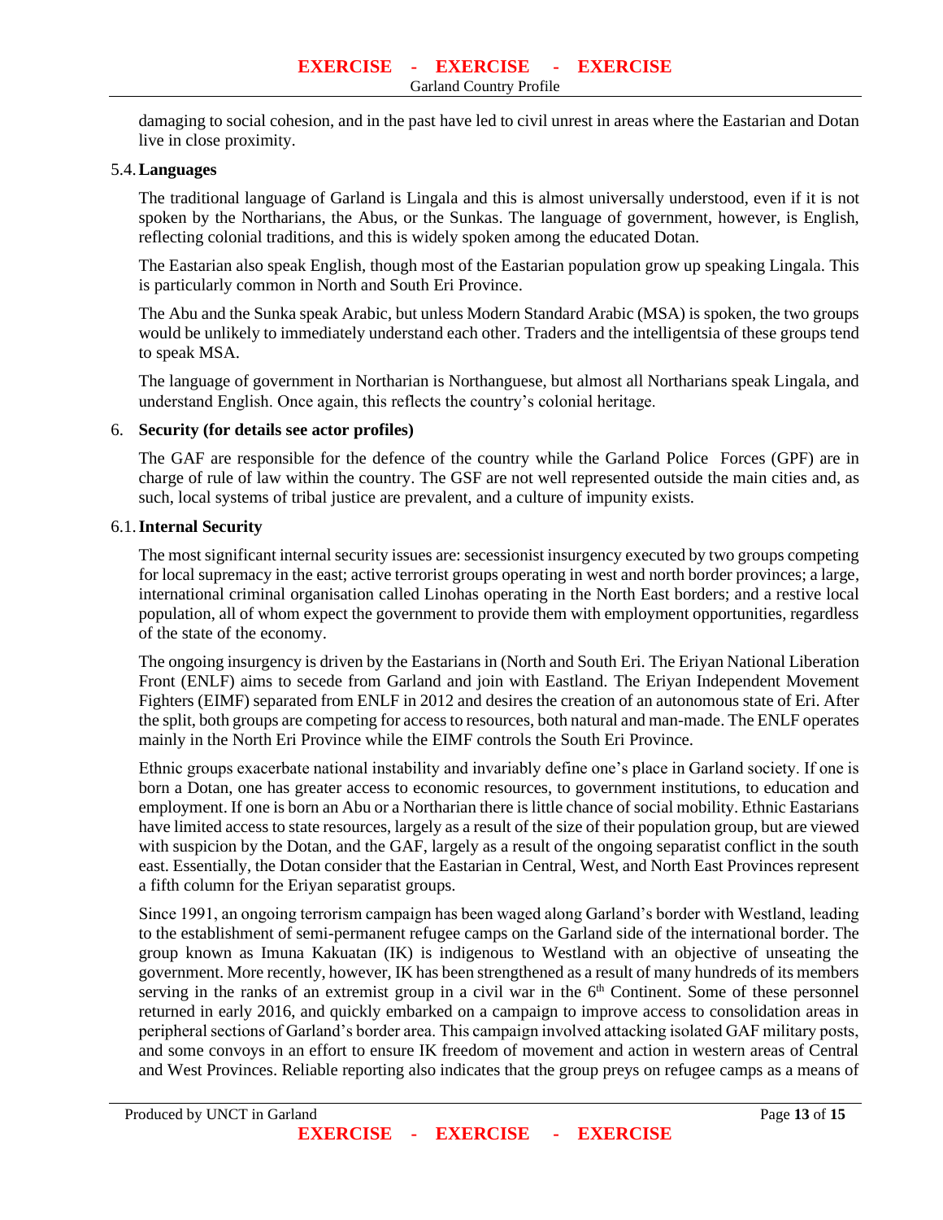damaging to social cohesion, and in the past have led to civil unrest in areas where the Eastarian and Dotan live in close proximity.

### 5.4. Languages

The traditional language of Garland is Lingala and this is almost universally understood, even if it is not spoken by the Northarians, the Abus, or the Sunkas. The language of government, however, is English, reflecting colonial traditions, and this is widely spoken among the educated Dotan.

The Eastarian also speak English, though most of the Eastarian population grow up speaking Lingala. This is particularly common in North and South Eri Province.

The Abu and the Sunka speak Arabic, but unless Modern Standard Arabic (MSA) is spoken, the two groups would be unlikely to immediately understand each other. Traders and the intelligentsia of these groups tend to speak MSA.

The language of government in Northarian is Northanguese, but almost all Northarians speak Lingala, and understand English. Once again, this reflects the country's colonial heritage.

## 6. Security (for details see actor profiles)

The GAF are responsible for the defence of the country while the Garland Police Forces (GPF) are in charge of rule of law within the country. The GSF are not well represented outside the main cities and, as such, local systems of tribal justice are prevalent, and a culture of impunity exists.

### 6.1. Internal Security

The most significant internal security issues are: secessionist insurgency executed by two groups competing for local supremacy in the east; active terrorist groups operating in west and north border provinces; a large, international criminal organisation called Linohas operating in the North East borders; and a restive local population, all of whom expect the government to provide them with employment opportunities, regardless of the state of the economy.

The ongoing insurgency is driven by the Eastarians in (North and South Eri. The Eriyan National Liberation Front (ENLF) aims to secede from Garland and join with Eastland. The Eriyan Independent Movement Fighters (EIMF) separated from ENLF in 2012 and desires the creation of an autonomous state of Eri. After the split, both groups are competing for access to resources, both natural and man-made. The ENLF operates mainly in the North Eri Province while the EIMF controls the South Eri Province.

Ethnic groups exacerbate national instability and invariably define one's place in Garland society. If one is born a Dotan, one has greater access to economic resources, to government institutions, to education and employment. If one is born an Abu or a Northarian there is little chance of social mobility. Ethnic Eastarians have limited access to state resources, largely as a result of the size of their population group, but are viewed with suspicion by the Dotan, and the GAF, largely as a result of the ongoing separatist conflict in the south east. Essentially, the Dotan consider that the Eastarian in Central, West, and North East Provinces represent a fifth column for the Eriyan separatist groups.

Since 1991, an ongoing terrorism campaign has been waged along Garland's border with Westland, leading to the establishment of semi-permanent refugee camps on the Garland side of the international border. The group known as Imuna Kakuatan (IK) is indigenous to Westland with an objective of unseating the government. More recently, however, IK has been strengthened as a result of many hundreds of its members serving in the ranks of an extremist group in a civil war in the 6th Continent. Some of these personnel returned in early 2016, and quickly embarked on a campaign to improve access to consolidation areas in peripheral sections of Garland's border area. This campaign involved attacking isolated GAF military posts, and some convoys in an effort to ensure IK freedom of movement and action in western areas of Central and West Provinces. Reliable reporting also indicates that the group preys on refugee camps as a means of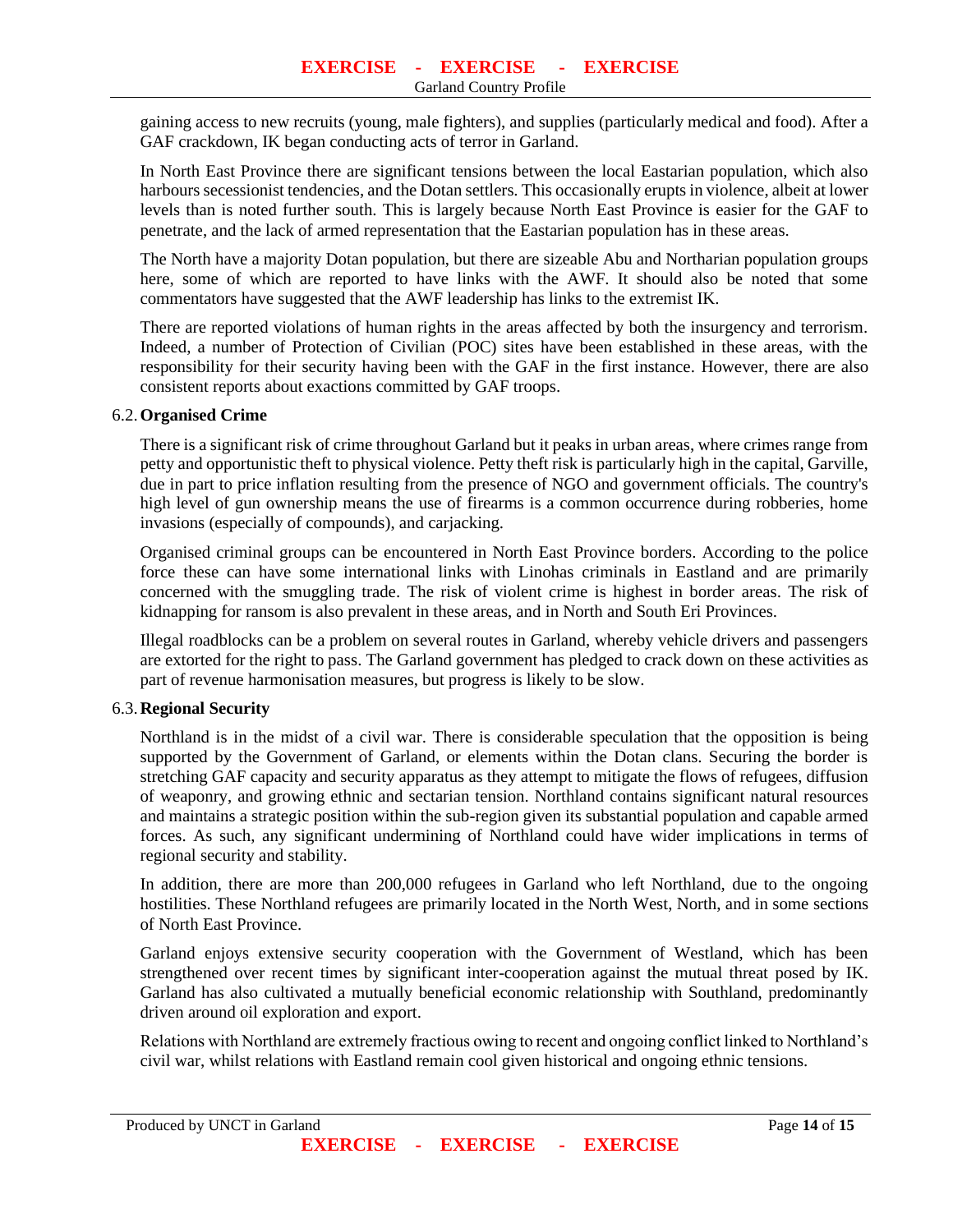gaining access to new recruits (young, male fighters), and supplies (particularly medical and food). After a GAF crackdown, IK began conducting acts of terror in Garland.

In North East Province there are significant tensions between the local Eastarian population, which also harbours secessionist tendencies, and the Dotan settlers. This occasionally erupts in violence, albeit at lower levels than is noted further south. This is largely because North East Province is easier for the GAF to penetrate, and the lack of armed representation that the Eastarian population has in these areas.

The North have a majority Dotan population, but there are sizeable Abu and Northarian population groups here, some of which are reported to have links with the AWF. It should also be noted that some commentators have suggested that the AWF leadership has links to the extremist IK.

There are reported violations of human rights in the areas affected by both the insurgency and terrorism. Indeed, a number of Protection of Civilian (POC) sites have been established in these areas, with the responsibility for their security having been with the GAF in the first instance. However, there are also consistent reports about exactions committed by GAF troops.

### 6.2. Organised Crime

There is a significant risk of crime throughout Garland but it peaks in urban areas, where crimes range from petty and opportunistic theft to physical violence. Petty theft risk is particularly high in the capital, Garville, due in part to price inflation resulting from the presence of NGO and government officials. The country's high level of gun ownership means the use of firearms is a common occurrence during robberies, home invasions (especially of compounds), and carjacking.

Organised criminal groups can be encountered in North East Province borders. According to the police force these can have some international links with Linohas criminals in Eastland and are primarily concerned with the smuggling trade. The risk of violent crime is highest in border areas. The risk of kidnapping for ransom is also prevalent in these areas, and in North and South Eri Provinces.

Illegal roadblocks can be a problem on several routes in Garland, whereby vehicle drivers and passengers are extorted for the right to pass. The Garland government has pledged to crack down on these activities as part of revenue harmonisation measures, but progress is likely to be slow.

### 6.3. Regional Security

Northland is in the midst of a civil war. There is considerable speculation that the opposition is being supported by the Government of Garland, or elements within the Dotan clans. Securing the border is stretching GAF capacity and security apparatus as they attempt to mitigate the flows of refugees, diffusion of weaponry, and growing ethnic and sectarian tension. Northland contains significant natural resources and maintains a strategic position within the sub-region given its substantial population and capable armed forces. As such, any significant undermining of Northland could have wider implications in terms of regional security and stability.

In addition, there are more than 200,000 refugees in Garland who left Northland, due to the ongoing hostilities. These Northland refugees are primarily located in the North West, North, and in some sections of North East Province.

Garland enjoys extensive security cooperation with the Government of Westland, which has been strengthened over recent times by significant inter-cooperation against the mutual threat posed by IK. Garland has also cultivated a mutually beneficial economic relationship with Southland, predominantly driven around oil exploration and export.

Relations with Northland are extremely fractious owing to recent and ongoing conflict linked to Northland's civil war, whilst relations with Eastland remain cool given historical and ongoing ethnic tensions.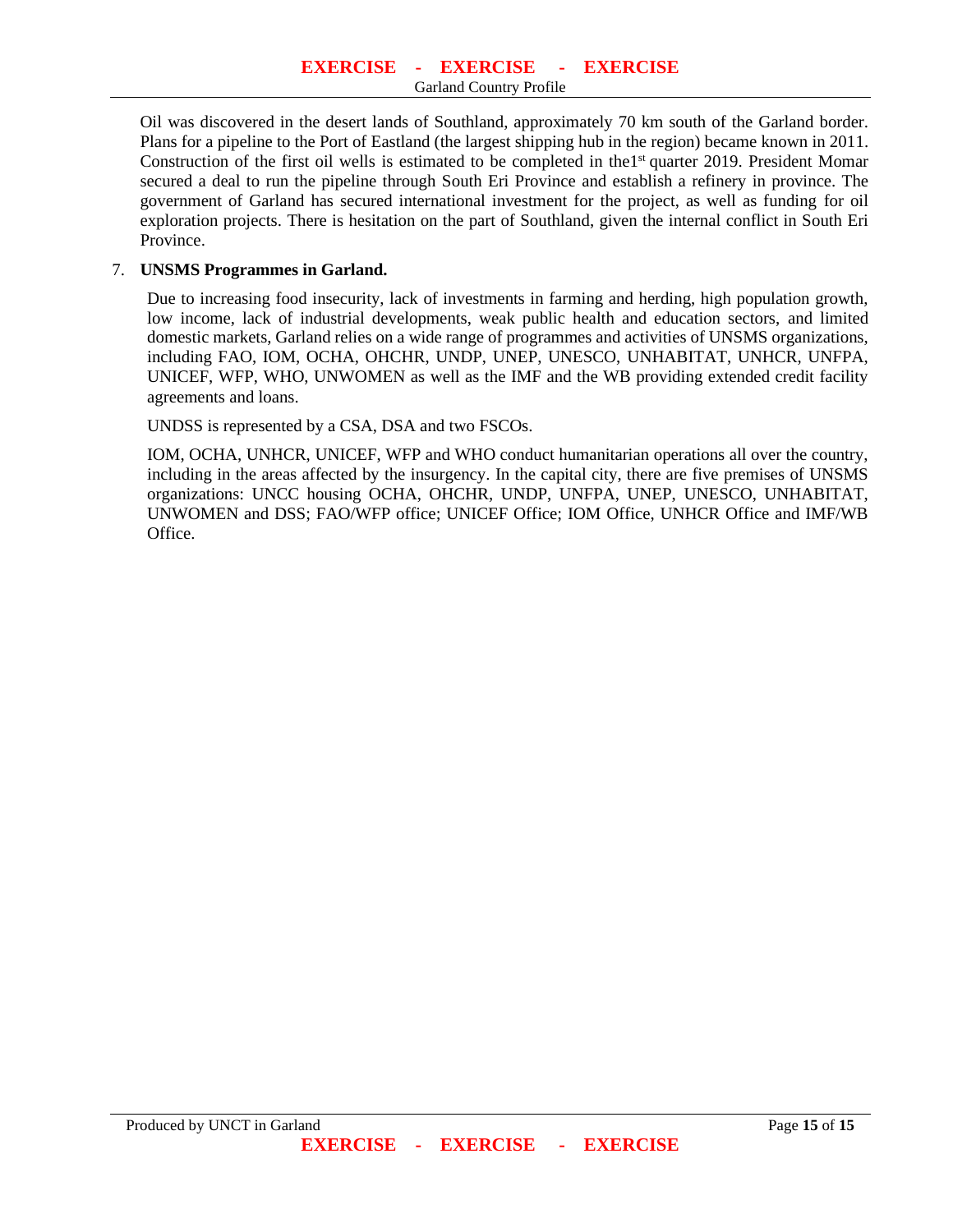Oil was discovered in the desert lands of Southland, approximately 70 km south of the Garland border. Plans for a pipeline to the Port of Eastland (the largest shipping hub in the region) became known in 2011. Construction of the first oil wells is estimated to be completed in the 1st quarter 2019. President Momar secured a deal to run the pipeline through South Eri Province and establish a refinery in province. The government of Garland has secured international investment for the project, as well as funding for oil exploration projects. There is hesitation on the part of Southland, given the internal conflict in South Eri Province.

7. **UNSMS Programmes in Garland.**

Due to increasing food insecurity, lack of investments in farming and herding, high population growth, low income, lack of industrial developments, weak public health and education sectors, and limited domestic markets, Garland relies on a wide range of programmes and activities of UNSMS organizations, including FAO, IOM, OCHA, OHCHR, UNDP, UNEP, UNESCO, UNHABITAT, UNHCR, UNFPA, UNICEF, WFP, WHO, UNWOMEN as well as the IMF and the WB providing extended credit facility agreements and loans.

UNDSS is represented by a CSA, DSA and two FSCOs.

IOM, OCHA, UNHCR, UNICEF, WFP and WHO conduct humanitarian operations all over the country, including in the areas affected by the insurgency. In the capital city, there are five premises of UNSMS organizations: UNCC housing OCHA, OHCHR, UNDP, UNFPA, UNEP, UNESCO, UNHABITAT, UNWOMEN and DSS; FAO/WFP office; UNICEF Office; IOM Office, UNHCR Office and IMF/WB Office.